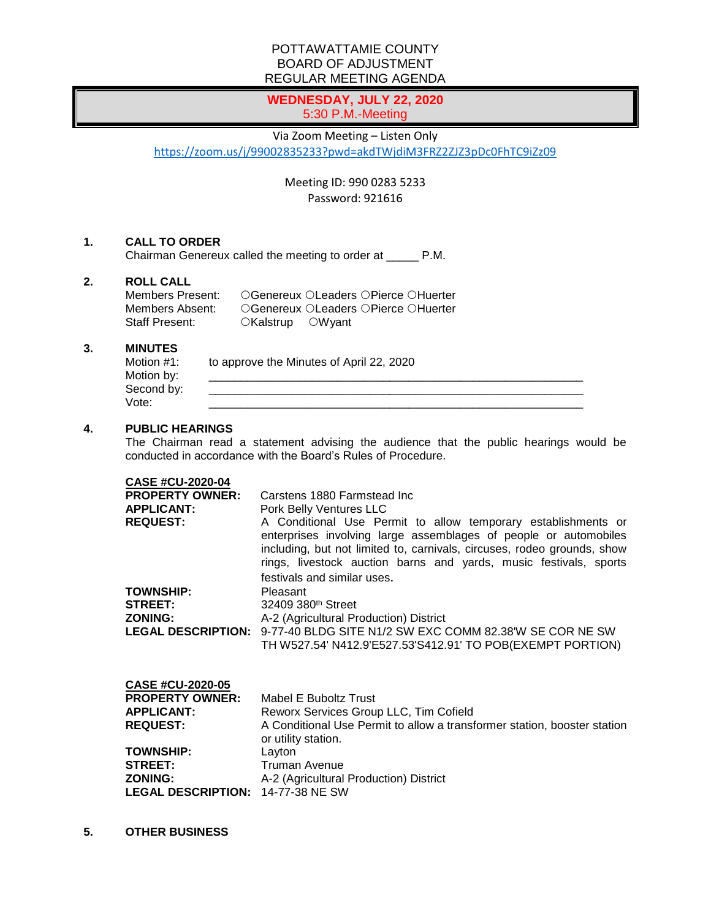# POTTAWATTAMIE COUNTY
## BOARD OF ADJUSTMENT
## REGULAR MEETING AGENDA

**WEDNESDAY, JULY 22, 2020**
5:30 P.M.-Meeting

Via Zoom Meeting – Listen Only
https://zoom.us/j/99002835233?pwd=akdTWjdiM3FRZ2ZJZ3pDc0FhTC9iZz09

Meeting ID: 990 0283 5233
Password: 921616

**1. CALL TO ORDER**

Chairman Genereux called the meeting to order at _____ P.M.

**2. ROLL CALL**

Members Present: ○Genereux ○Leaders ○Pierce ○Huerter
Members Absent: ○Genereux ○Leaders ○Pierce ○Huerter
Staff Present: ○Kalstrup ○Wyant

**3. MINUTES**

Motion #1: to approve the Minutes of April 22, 2020
Motion by: ____________________________________________
Second by: ____________________________________________
Vote: ____________________________________________

**4. PUBLIC HEARINGS**

The Chairman read a statement advising the audience that the public hearings would be conducted in accordance with the Board's Rules of Procedure.

**CASE #CU-2020-04**

**PROPERTY OWNER:** Carstens 1880 Farmstead Inc
**APPLICANT:** Pork Belly Ventures LLC
**REQUEST:** A Conditional Use Permit to allow temporary establishments or enterprises involving large assemblages of people or automobiles including, but not limited to, carnivals, circuses, rodeo grounds, show rings, livestock auction barns and yards, music festivals, sports festivals and similar uses.
**TOWNSHIP:** Pleasant
**STREET:** 32409 380th Street
**ZONING:** A-2 (Agricultural Production) District
**LEGAL DESCRIPTION:** 9-77-40 BLDG SITE N1/2 SW EXC COMM 82.38'W SE COR NE SW TH W527.54' N412.9'E527.53'S412.91' TO POB(EXEMPT PORTION)

**CASE #CU-2020-05**

**PROPERTY OWNER:** Mabel E Buboltz Trust
**APPLICANT:** Reworx Services Group LLC, Tim Cofield
**REQUEST:** A Conditional Use Permit to allow a transformer station, booster station or utility station.
**TOWNSHIP:** Layton
**STREET:** Truman Avenue
**ZONING:** A-2 (Agricultural Production) District
**LEGAL DESCRIPTION:** 14-77-38 NE SW

**5. OTHER BUSINESS**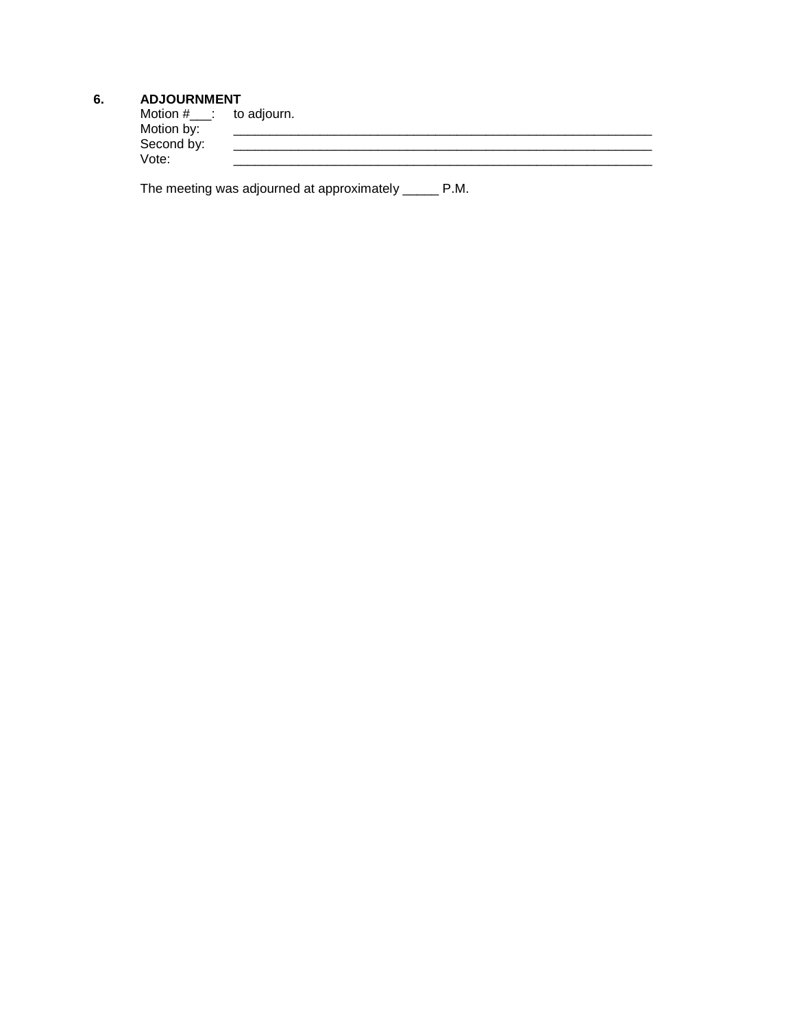**6. ADJOURNMENT**

Motion #___: to adjourn.
Motion by: ____________________________________________________________
Second by: ____________________________________________________________
Vote: ____________________________________________________________

The meeting was adjourned at approximately _____ P.M.